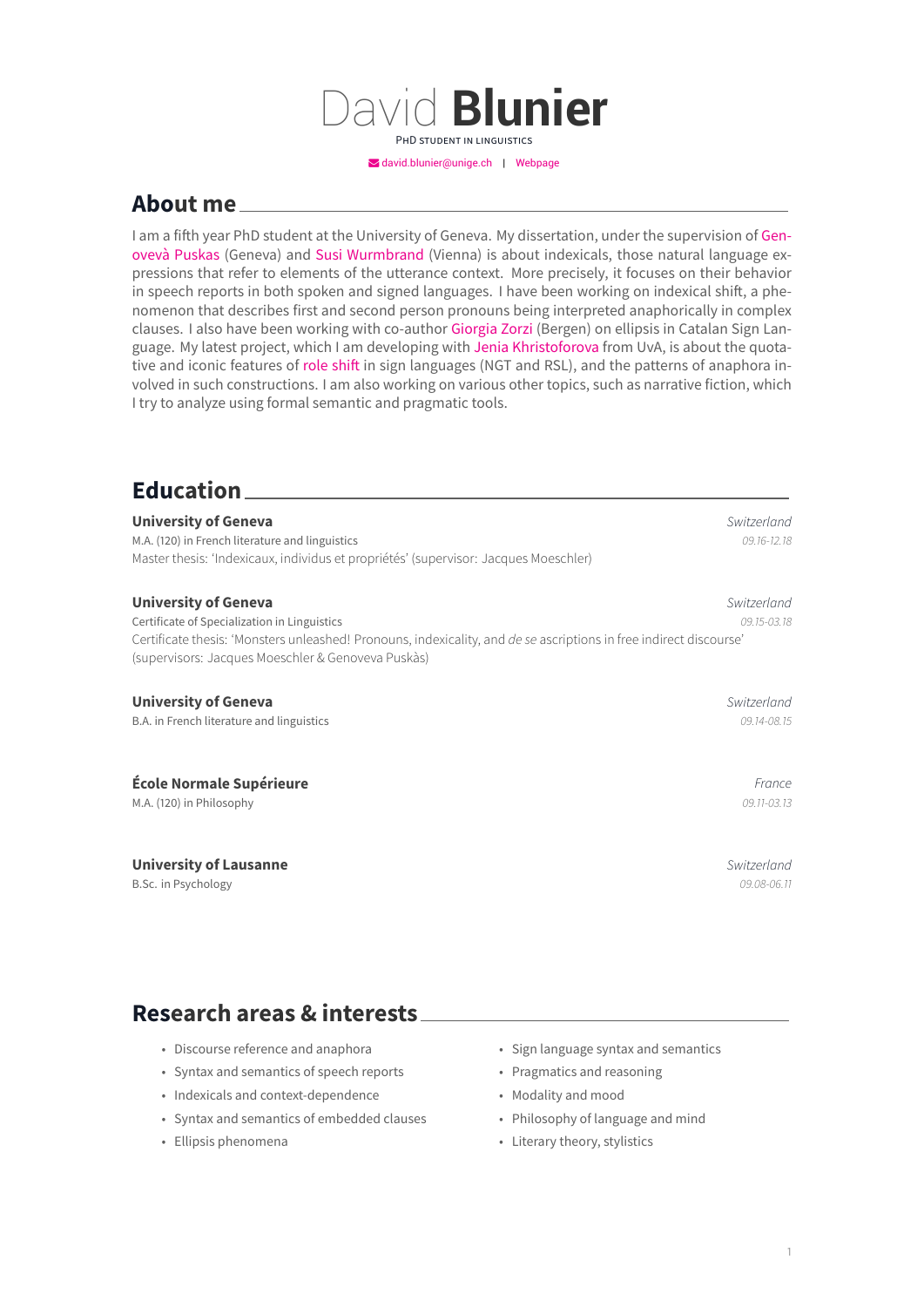# David **Blunier**

PhD student in linguistics

david.blunier@unige.ch | Webpage

## About me

I am a fifth year PhD student at the University of Geneva. My dissertation, under the supervision of Genovevà Puskas (Geneva) and Susi Wurmbrand (Vienna) is about indexicals, those natural language expressions that refer to elements of the utterance context. More precisely, it focuses on their behavior in speech reports in both spoken and signed languages. I have been working on indexical shift, a phenomenon that describes first and second person pronouns being interpreted anaphorically in complex clauses. I also have been working with co-author Giorgia Zorzi (Bergen) on ellipsis in Catalan Sign Language. My latest project, which I am developing with Jenia Khristoforova from UvA, is about the quotative and iconic features of role shift in sign languages (NGT and RSL), and the patterns of anaphora involved in such constructions. I am also working on various other topics, such as narrative fiction, which I try to analyze using formal semantic and pragmatic tools.

## Education

**University of Geneva** — *Switzerland*
M.A. (120) in French literature and linguistics — *09.16-12.18*
Master thesis: 'Indexicaux, individus et propriétés' (supervisor: Jacques Moeschler)

**University of Geneva** — *Switzerland*
Certificate of Specialization in Linguistics — *09.15-03.18*
Certificate thesis: 'Monsters unleashed! Pronouns, indexicality, and *de se* ascriptions in free indirect discourse' (supervisors: Jacques Moeschler & Genoveva Puskàs)

**University of Geneva** — *Switzerland*
B.A. in French literature and linguistics — *09.14-08.15*

**École Normale Supérieure** — *France*
M.A. (120) in Philosophy — *09.11-03.13*

**University of Lausanne** — *Switzerland*
B.Sc. in Psychology — *09.08-06.11*

## Research areas & interests

- Discourse reference and anaphora
- Syntax and semantics of speech reports
- Indexicals and context-dependence
- Syntax and semantics of embedded clauses
- Ellipsis phenomena
- Sign language syntax and semantics
- Pragmatics and reasoning
- Modality and mood
- Philosophy of language and mind
- Literary theory, stylistics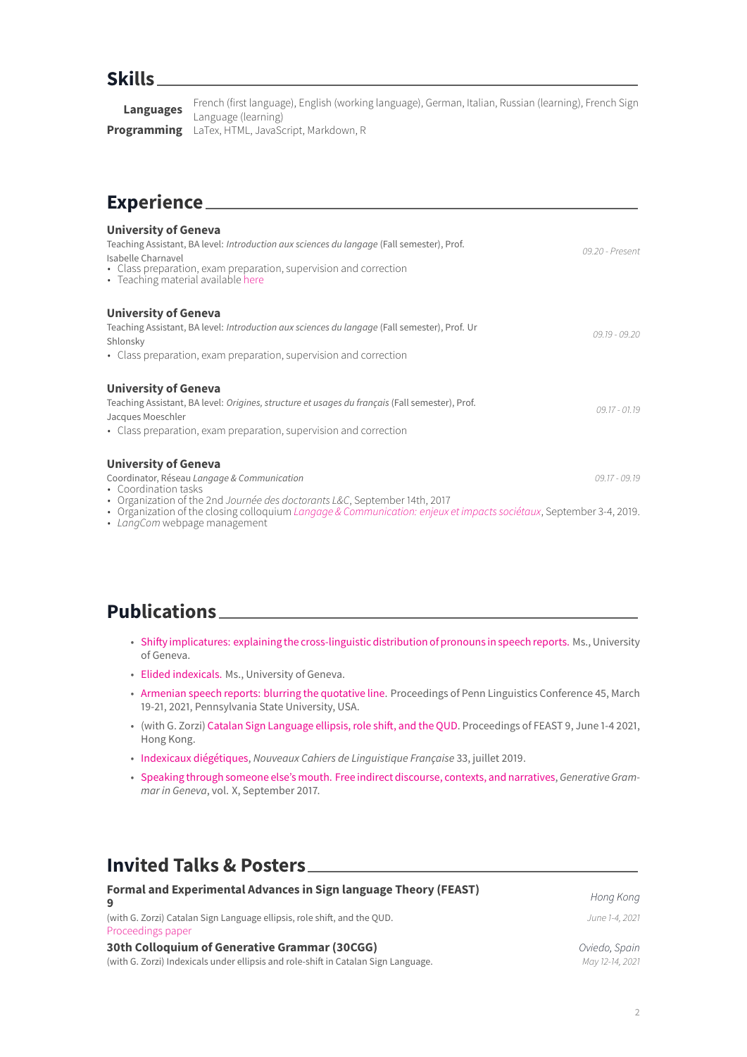## Skills

**Languages** French (first language), English (working language), German, Italian, Russian (learning), French Sign Language (learning)

**Programming** LaTex, HTML, JavaScript, Markdown, R

## Experience

**University of Geneva** *09.20 - Present*
Teaching Assistant, BA level: *Introduction aux sciences du langage* (Fall semester), Prof. Isabelle Charnavel

- Class preparation, exam preparation, supervision and correction
- Teaching material available here

**University of Geneva** *09.19 - 09.20*
Teaching Assistant, BA level: *Introduction aux sciences du langage* (Fall semester), Prof. Ur Shlonsky

- Class preparation, exam preparation, supervision and correction

**University of Geneva** *09.17 - 01.19*
Teaching Assistant, BA level: *Origines, structure et usages du français* (Fall semester), Prof. Jacques Moeschler

- Class preparation, exam preparation, supervision and correction

**University of Geneva** *09.17 - 09.19*
Coordinator, Réseau *Langage & Communication*

- Coordination tasks
- Organization of the 2nd *Journée des doctorants L&C*, September 14th, 2017
- Organization of the closing colloquium *Langage & Communication: enjeux et impacts sociétaux*, September 3-4, 2019.
- *LangCom* webpage management

## Publications

- Shifty implicatures: explaining the cross-linguistic distribution of pronouns in speech reports. Ms., University of Geneva.
- Elided indexicals. Ms., University of Geneva.
- Armenian speech reports: blurring the quotative line. Proceedings of Penn Linguistics Conference 45, March 19-21, 2021, Pennsylvania State University, USA.
- (with G. Zorzi) Catalan Sign Language ellipsis, role shift, and the QUD. Proceedings of FEAST 9, June 1-4 2021, Hong Kong.
- Indexicaux diégétiques, *Nouveaux Cahiers de Linguistique Française* 33, juillet 2019.
- Speaking through someone else's mouth. Free indirect discourse, contexts, and narratives, *Generative Grammar in Geneva*, vol. X, September 2017.

## Invited Talks & Posters

**Formal and Experimental Advances in Sign language Theory (FEAST) 9** *Hong Kong*
(with G. Zorzi) Catalan Sign Language ellipsis, role shift, and the QUD. *June 1-4, 2021*
Proceedings paper

**30th Colloquium of Generative Grammar (30CGG)** *Oviedo, Spain*
(with G. Zorzi) Indexicals under ellipsis and role-shift in Catalan Sign Language. *May 12-14, 2021*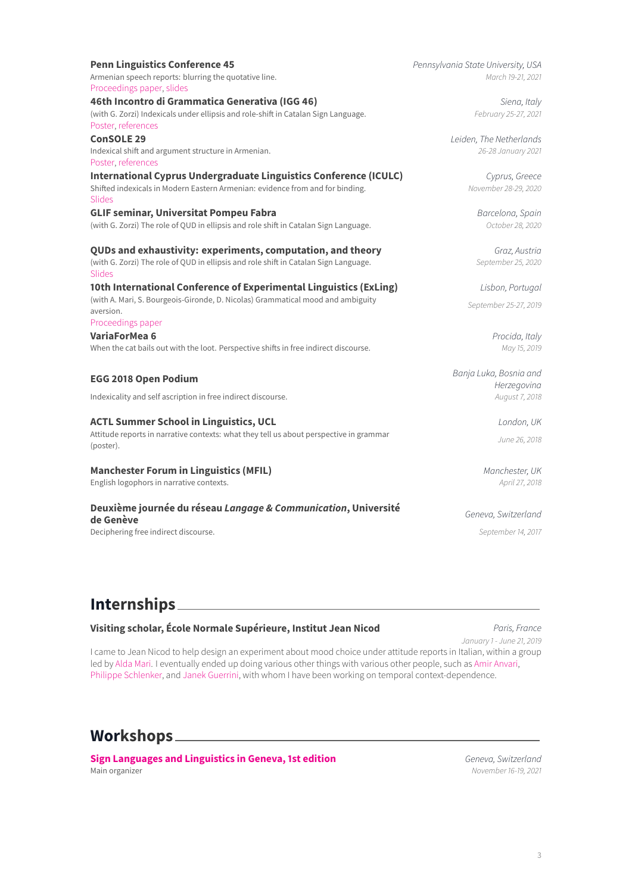**Penn Linguistics Conference 45** — *Pennsylvania State University, USA*
Armenian speech reports: blurring the quotative line.
*March 19-21, 2021*
Proceedings paper, slides

**46th Incontro di Grammatica Generativa (IGG 46)** — *Siena, Italy*
(with G. Zorzi) Indexicals under ellipsis and role-shift in Catalan Sign Language.
*February 25-27, 2021*
Poster, references

**ConSOLE 29** — *Leiden, The Netherlands*
Indexical shift and argument structure in Armenian.
*26-28 January 2021*
Poster, references

**International Cyprus Undergraduate Linguistics Conference (ICULC)** — *Cyprus, Greece*
Shifted indexicals in Modern Eastern Armenian: evidence from and for binding.
*November 28-29, 2020*
Slides

**GLIF seminar, Universitat Pompeu Fabra** — *Barcelona, Spain*
(with G. Zorzi) The role of QUD in ellipsis and role shift in Catalan Sign Language.
*October 28, 2020*

**QUDs and exhaustivity: experiments, computation, and theory** — *Graz, Austria*
(with G. Zorzi) The role of QUD in ellipsis and role shift in Catalan Sign Language.
*September 25, 2020*
Slides

**10th International Conference of Experimental Linguistics (ExLing)** — *Lisbon, Portugal*
(with A. Mari, S. Bourgeois-Gironde, D. Nicolas) Grammatical mood and ambiguity aversion.
*September 25-27, 2019*
Proceedings paper

**VariaForMea 6** — *Procida, Italy*
When the cat bails out with the loot. Perspective shifts in free indirect discourse.
*May 15, 2019*

**EGG 2018 Open Podium** — *Banja Luka, Bosnia and Herzegovina*
Indexicality and self ascription in free indirect discourse.
*August 7, 2018*

**ACTL Summer School in Linguistics, UCL** — *London, UK*
Attitude reports in narrative contexts: what they tell us about perspective in grammar (poster).
*June 26, 2018*

**Manchester Forum in Linguistics (MFIL)** — *Manchester, UK*
English logophors in narrative contexts.
*April 27, 2018*

**Deuxième journée du réseau *Langage & Communication*, Université de Genève** — *Geneva, Switzerland*
Deciphering free indirect discourse.
*September 14, 2017*

## Internships

**Visiting scholar, École Normale Supérieure, Institut Jean Nicod** — *Paris, France*
*January 1 - June 21, 2019*

I came to Jean Nicod to help design an experiment about mood choice under attitude reports in Italian, within a group led by Alda Mari. I eventually ended up doing various other things with various other people, such as Amir Anvari, Philippe Schlenker, and Janek Guerrini, with whom I have been working on temporal context-dependence.

## Workshops

**Sign Languages and Linguistics in Geneva, 1st edition** — *Geneva, Switzerland*
Main organizer
*November 16-19, 2021*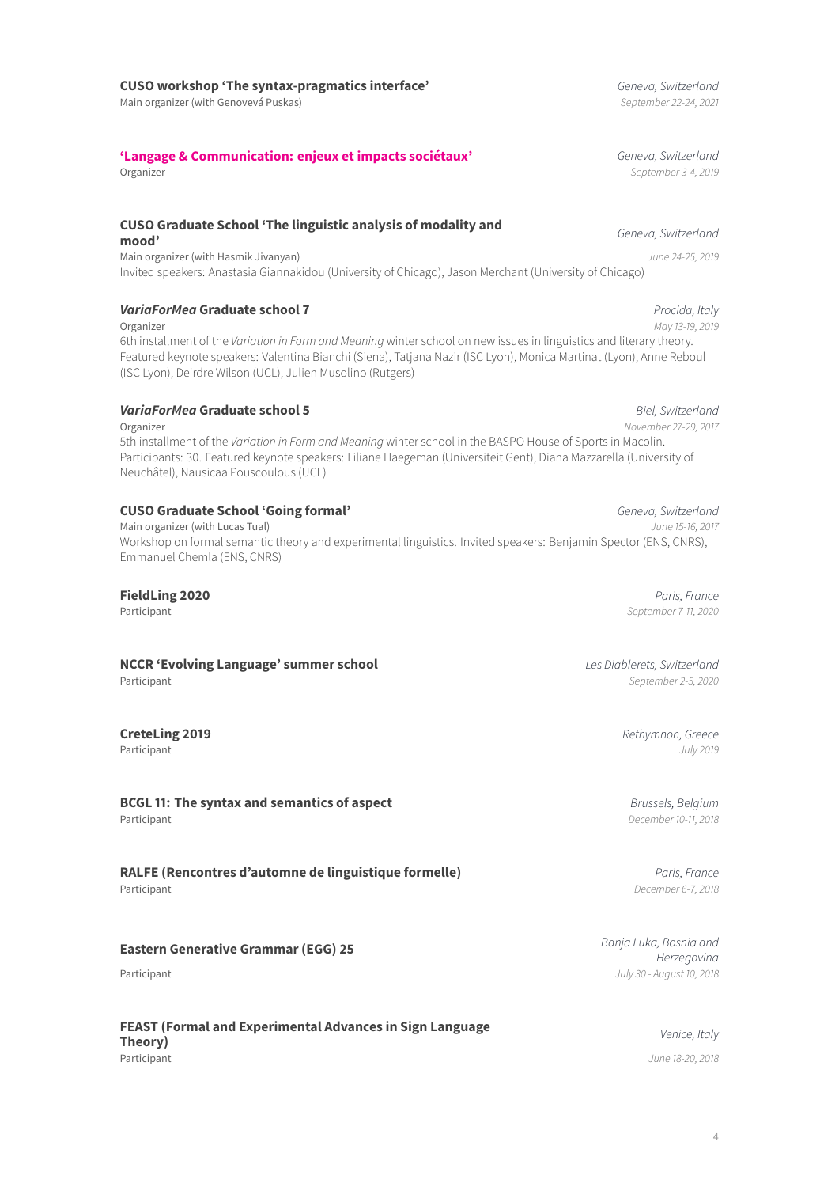**CUSO workshop 'The syntax-pragmatics interface'** — *Geneva, Switzerland*
Main organizer (with Genovevá Puskas) — *September 22-24, 2021*

**'Langage & Communication: enjeux et impacts sociétaux'** — *Geneva, Switzerland*
Organizer — *September 3-4, 2019*

**CUSO Graduate School 'The linguistic analysis of modality and mood'** — *Geneva, Switzerland*
Main organizer (with Hasmik Jivanyan) — *June 24-25, 2019*
Invited speakers: Anastasia Giannakidou (University of Chicago), Jason Merchant (University of Chicago)

***VariaForMea* Graduate school 7** — *Procida, Italy*
Organizer — *May 13-19, 2019*
6th installment of the *Variation in Form and Meaning* winter school on new issues in linguistics and literary theory. Featured keynote speakers: Valentina Bianchi (Siena), Tatjana Nazir (ISC Lyon), Monica Martinat (Lyon), Anne Reboul (ISC Lyon), Deirdre Wilson (UCL), Julien Musolino (Rutgers)

***VariaForMea* Graduate school 5** — *Biel, Switzerland*
Organizer — *November 27-29, 2017*
5th installment of the *Variation in Form and Meaning* winter school in the BASPO House of Sports in Macolin. Participants: 30. Featured keynote speakers: Liliane Haegeman (Universiteit Gent), Diana Mazzarella (University of Neuchâtel), Nausicaa Pouscoulous (UCL)

**CUSO Graduate School 'Going formal'** — *Geneva, Switzerland*
Main organizer (with Lucas Tual) — *June 15-16, 2017*
Workshop on formal semantic theory and experimental linguistics. Invited speakers: Benjamin Spector (ENS, CNRS), Emmanuel Chemla (ENS, CNRS)

**FieldLing 2020** — *Paris, France*
Participant — *September 7-11, 2020*

**NCCR 'Evolving Language' summer school** — *Les Diablerets, Switzerland*
Participant — *September 2-5, 2020*

**CreteLing 2019** — *Rethymnon, Greece*
Participant — *July 2019*

**BCGL 11: The syntax and semantics of aspect** — *Brussels, Belgium*
Participant — *December 10-11, 2018*

**RALFE (Rencontres d'automne de linguistique formelle)** — *Paris, France*
Participant — *December 6-7, 2018*

**Eastern Generative Grammar (EGG) 25** — *Banja Luka, Bosnia and Herzegovina*
Participant — *July 30 - August 10, 2018*

**FEAST (Formal and Experimental Advances in Sign Language Theory)** — *Venice, Italy*
Participant — *June 18-20, 2018*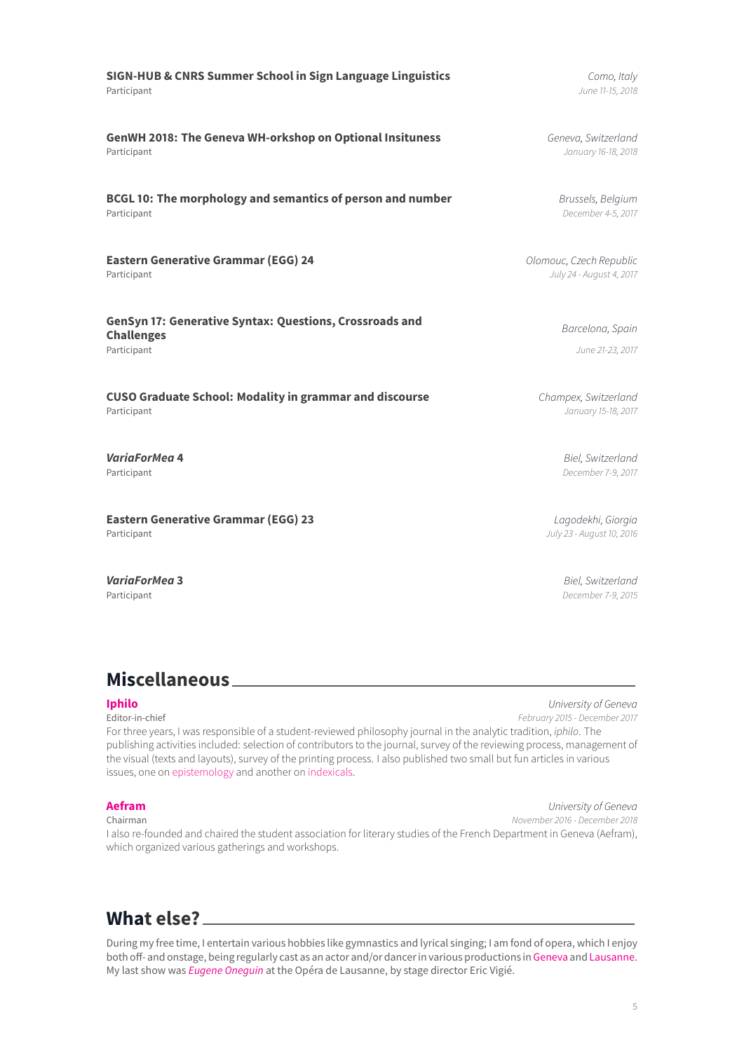**SIGN-HUB & CNRS Summer School in Sign Language Linguistics**
Participant
*Como, Italy*
*June 11-15, 2018*

**GenWH 2018: The Geneva WH-orkshop on Optional Insituness**
Participant
*Geneva, Switzerland*
*January 16-18, 2018*

**BCGL 10: The morphology and semantics of person and number**
Participant
*Brussels, Belgium*
*December 4-5, 2017*

**Eastern Generative Grammar (EGG) 24**
Participant
*Olomouc, Czech Republic*
*July 24 - August 4, 2017*

**GenSyn 17: Generative Syntax: Questions, Crossroads and Challenges**
Participant
*Barcelona, Spain*
*June 21-23, 2017*

**CUSO Graduate School: Modality in grammar and discourse**
Participant
*Champex, Switzerland*
*January 15-18, 2017*

***VariaForMea* 4**
Participant
*Biel, Switzerland*
*December 7-9, 2017*

**Eastern Generative Grammar (EGG) 23**
Participant
*Lagodekhi, Giorgia*
*July 23 - August 10, 2016*

***VariaForMea* 3**
Participant
*Biel, Switzerland*
*December 7-9, 2015*

## Miscellaneous

**Iphilo**
*University of Geneva*
Editor-in-chief
*February 2015 - December 2017*
For three years, I was responsible of a student-reviewed philosophy journal in the analytic tradition, *iphilo*. The publishing activities included: selection of contributors to the journal, survey of the reviewing process, management of the visual (texts and layouts), survey of the printing process. I also published two small but fun articles in various issues, one on epistemology and another on indexicals.

**Aefram**
*University of Geneva*
Chairman
*November 2016 - December 2018*
I also re-founded and chaired the student association for literary studies of the French Department in Geneva (Aefram), which organized various gatherings and workshops.

## What else?

During my free time, I entertain various hobbies like gymnastics and lyrical singing; I am fond of opera, which I enjoy both off- and onstage, being regularly cast as an actor and/or dancer in various productions in Geneva and Lausanne. My last show was *Eugene Oneguin* at the Opéra de Lausanne, by stage director Eric Vigié.